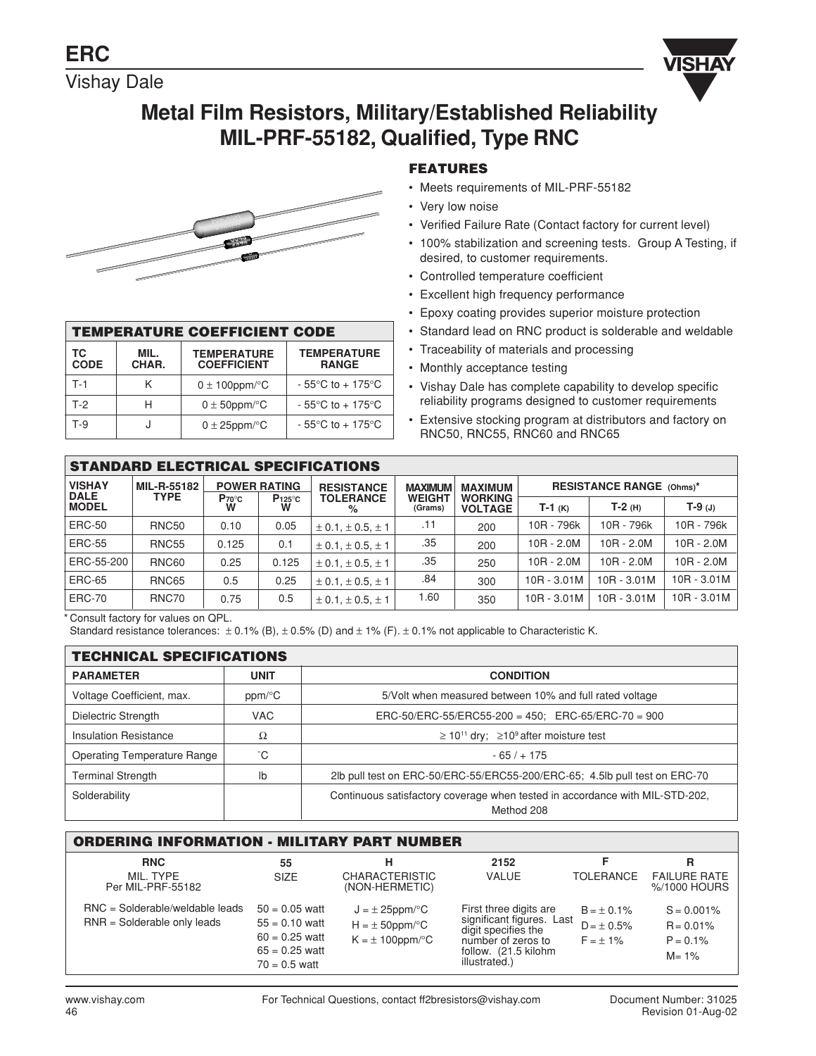# ERC

Vishay Dale

## Metal Film Resistors, Military/Established Reliability MIL-PRF-55182, Qualified, Type RNC

### FEATURES

- Meets requirements of MIL-PRF-55182
- Very low noise
- Verified Failure Rate (Contact factory for current level)
- 100% stabilization and screening tests. Group A Testing, if desired, to customer requirements.
- Controlled temperature coefficient
- Excellent high frequency performance
- Epoxy coating provides superior moisture protection
- Standard lead on RNC product is solderable and weldable
- Traceability of materials and processing
- Monthly acceptance testing
- Vishay Dale has complete capability to develop specific reliability programs designed to customer requirements
- Extensive stocking program at distributors and factory on RNC50, RNC55, RNC60 and RNC65

### TEMPERATURE COEFFICIENT CODE

| TC CODE | MIL. CHAR. | TEMPERATURE COEFFICIENT | TEMPERATURE RANGE |
|---|---|---|---|
| T-1 | K | 0 ± 100ppm/°C | - 55°C to + 175°C |
| T-2 | H | 0 ± 50ppm/°C | - 55°C to + 175°C |
| T-9 | J | 0 ± 25ppm/°C | - 55°C to + 175°C |

### STANDARD ELECTRICAL SPECIFICATIONS

| VISHAY DALE MODEL | MIL-R-55182 TYPE | POWER RATING | | RESISTANCE TOLERANCE % | MAXIMUM WEIGHT (Grams) | MAXIMUM WORKING VOLTAGE | RESISTANCE RANGE (Ohms)* | | |
|---|---|---|---|---|---|---|---|---|---|
| | | $P_{70°C}$ W | $P_{125°C}$ W | | | | T-1 (K) | T-2 (H) | T-9 (J) |
| ERC-50 | RNC50 | 0.10 | 0.05 | ± 0.1, ± 0.5, ± 1 | .11 | 200 | 10R - 796k | 10R - 796k | 10R - 796k |
| ERC-55 | RNC55 | 0.125 | 0.1 | ± 0.1, ± 0.5, ± 1 | .35 | 200 | 10R - 2.0M | 10R - 2.0M | 10R - 2.0M |
| ERC-55-200 | RNC60 | 0.25 | 0.125 | ± 0.1, ± 0.5, ± 1 | .35 | 250 | 10R - 2.0M | 10R - 2.0M | 10R - 2.0M |
| ERC-65 | RNC65 | 0.5 | 0.25 | ± 0.1, ± 0.5, ± 1 | .84 | 300 | 10R - 3.01M | 10R - 3.01M | 10R - 3.01M |
| ERC-70 | RNC70 | 0.75 | 0.5 | ± 0.1, ± 0.5, ± 1 | 1.60 | 350 | 10R - 3.01M | 10R - 3.01M | 10R - 3.01M |

\* Consult factory for values on QPL.
Standard resistance tolerances: ± 0.1% (B), ± 0.5% (D) and ± 1% (F). ± 0.1% not applicable to Characteristic K.

### TECHNICAL SPECIFICATIONS

| PARAMETER | UNIT | CONDITION |
|---|---|---|
| Voltage Coefficient, max. | ppm/°C | 5/Volt when measured between 10% and full rated voltage |
| Dielectric Strength | VAC | ERC-50/ERC-55/ERC55-200 = 450; ERC-65/ERC-70 = 900 |
| Insulation Resistance | Ω | ≥ $10^{11}$ dry; ≥$10^{9}$ after moisture test |
| Operating Temperature Range | °C | - 65 / + 175 |
| Terminal Strength | lb | 2lb pull test on ERC-50/ERC-55/ERC55-200/ERC-65; 4.5lb pull test on ERC-70 |
| Solderability | | Continuous satisfactory coverage when tested in accordance with MIL-STD-202, Method 208 |

### ORDERING INFORMATION - MILITARY PART NUMBER

| RNC | 55 | H | 2152 | F | R |
|---|---|---|---|---|---|
| MIL. TYPE Per MIL-PRF-55182 | SIZE | CHARACTERISTIC (NON-HERMETIC) | VALUE | TOLERANCE | FAILURE RATE %/1000 HOURS |
| RNC = Solderable/weldable leads<br>RNR = Solderable only leads | 50 = 0.05 watt<br>55 = 0.10 watt<br>60 = 0.25 watt<br>65 = 0.25 watt<br>70 = 0.5 watt | J = ± 25ppm/°C<br>H = ± 50ppm/°C<br>K = ± 100ppm/°C | First three digits are significant figures. Last digit specifies the number of zeros to follow. (21.5 kilohm illustrated.) | B = ± 0.1%<br>D = ± 0.5%<br>F = ± 1% | S = 0.001%<br>R = 0.01%<br>P = 0.1%<br>M= 1% |

www.vishay.com
For Technical Questions, contact ff2bresistors@vishay.com
Document Number: 31025
Revision 01-Aug-02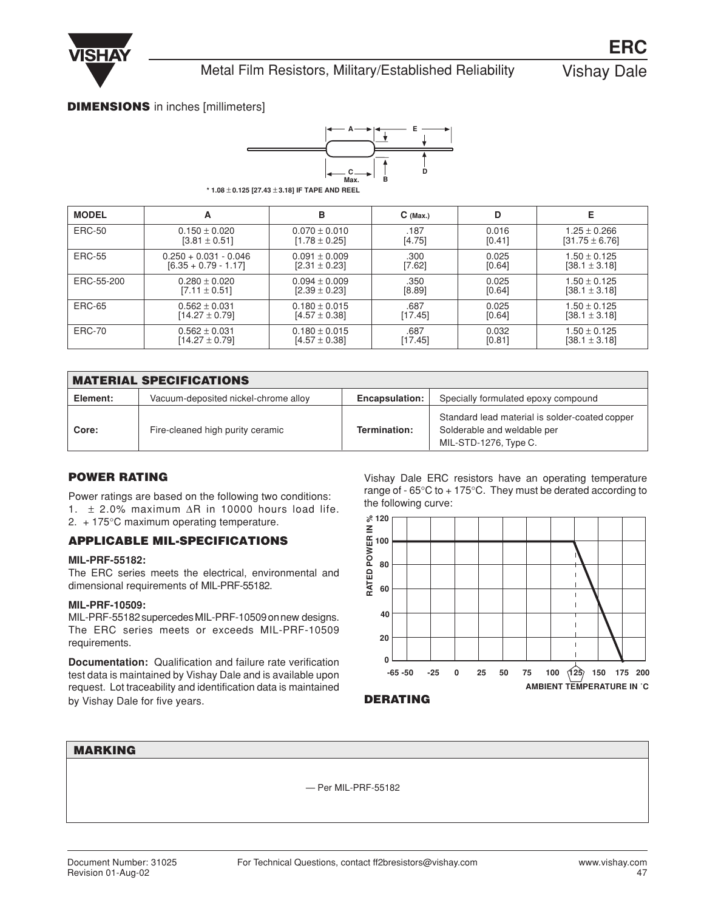## DIMENSIONS in inches [millimeters]

A
E
C
Max.
B
D

* 1.08 ± 0.125 [27.43 ± 3.18] IF TAPE AND REEL

| MODEL | A | B | C (Max.) | D | E |
|---|---|---|---|---|---|
| ERC-50 | 0.150 ± 0.020 [3.81 ± 0.51] | 0.070 ± 0.010 [1.78 ± 0.25] | .187 [4.75] | 0.016 [0.41] | 1.25 ± 0.266 [31.75 ± 6.76] |
| ERC-55 | 0.250 + 0.031 - 0.046 [6.35 + 0.79 - 1.17] | 0.091 ± 0.009 [2.31 ± 0.23] | .300 [7.62] | 0.025 [0.64] | 1.50 ± 0.125 [38.1 ± 3.18] |
| ERC-55-200 | 0.280 ± 0.020 [7.11 ± 0.51] | 0.094 ± 0.009 [2.39 ± 0.23] | .350 [8.89] | 0.025 [0.64] | 1.50 ± 0.125 [38.1 ± 3.18] |
| ERC-65 | 0.562 ± 0.031 [14.27 ± 0.79] | 0.180 ± 0.015 [4.57 ± 0.38] | .687 [17.45] | 0.025 [0.64] | 1.50 ± 0.125 [38.1 ± 3.18] |
| ERC-70 | 0.562 ± 0.031 [14.27 ± 0.79] | 0.180 ± 0.015 [4.57 ± 0.38] | .687 [17.45] | 0.032 [0.81] | 1.50 ± 0.125 [38.1 ± 3.18] |

## MATERIAL SPECIFICATIONS

| | | | |
|---|---|---|---|
| **Element:** | Vacuum-deposited nickel-chrome alloy | **Encapsulation:** | Specially formulated epoxy compound |
| **Core:** | Fire-cleaned high purity ceramic | **Termination:** | Standard lead material is solder-coated copper Solderable and weldable per MIL-STD-1276, Type C. |

## POWER RATING

Power ratings are based on the following two conditions:

1. ± 2.0% maximum ΔR in 10000 hours load life.
2. + 175°C maximum operating temperature.

## APPLICABLE MIL-SPECIFICATIONS

**MIL-PRF-55182:**

The ERC series meets the electrical, environmental and dimensional requirements of MIL-PRF-55182.

**MIL-PRF-10509:**

MIL-PRF-55182 supercedes MIL-PRF-10509 on new designs. The ERC series meets or exceeds MIL-PRF-10509 requirements.

**Documentation:** Qualification and failure rate verification test data is maintained by Vishay Dale and is available upon request. Lot traceability and identification data is maintained by Vishay Dale for five years.

Vishay Dale ERC resistors have an operating temperature range of - 65°C to + 175°C. They must be derated according to the following curve:

RATED POWER IN %
120
100
80
60
40
20
0
-65 -50 -25 0 25 50 75 100 125 150 175 200
AMBIENT TEMPERATURE IN °C

**DERATING**

## MARKING

— Per MIL-PRF-55182